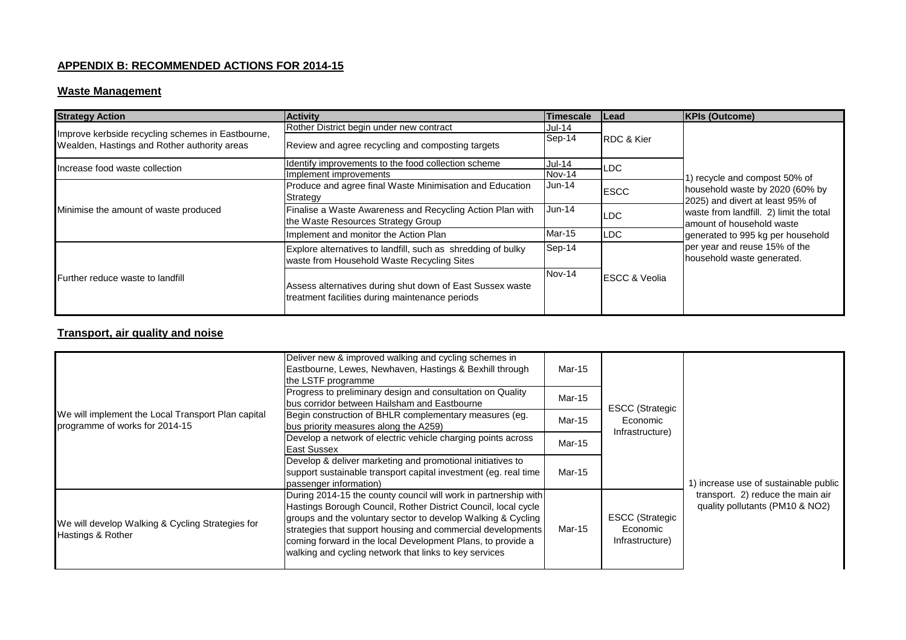## APPENDIX B: RECOMMENDED ACTIONS FOR 2014-15

### Waste Management

| Strategy Action | Activity | Timescale | Lead | KPIs (Outcome) |
|---|---|---|---|---|
| Improve kerbside recycling schemes in Eastbourne, Wealden, Hastings and Rother authority areas | Rother District begin under new contract | Jul-14 | RDC & Kier | 1) recycle and compost 50% of household waste by 2020 (60% by 2025) and divert at least 95% of waste from landfill. 2) limit the total amount of household waste generated to 995 kg per household per year and reuse 15% of the household waste generated. |
| | Review and agree recycling and composting targets | Sep-14 | | |
| Increase food waste collection | Identify improvements to the food collection scheme | Jul-14 | LDC | |
| | Implement improvements | Nov-14 | | |
| Minimise the amount of waste produced | Produce and agree final Waste Minimisation and Education Strategy | Jun-14 | ESCC | |
| | Finalise a Waste Awareness and Recycling Action Plan with the Waste Resources Strategy Group | Jun-14 | LDC | |
| | Implement and monitor the Action Plan | Mar-15 | LDC | |
| Further reduce waste to landfill | Explore alternatives to landfill, such as shredding of bulky waste from Household Waste Recycling Sites | Sep-14 | ESCC & Veolia | |
| | Assess alternatives during shut down of East Sussex waste treatment facilities during maintenance periods | Nov-14 | | |

### Transport, air quality and noise

| | | | | |
|---|---|---|---|---|
| We will implement the Local Transport Plan capital programme of works for 2014-15 | Deliver new & improved walking and cycling schemes in Eastbourne, Lewes, Newhaven, Hastings & Bexhill through the LSTF programme | Mar-15 | ESCC (Strategic Economic Infrastructure) | 1) increase use of sustainable public transport. 2) reduce the main air quality pollutants (PM10 & NO2) |
| | Progress to preliminary design and consultation on Quality bus corridor between Hailsham and Eastbourne | Mar-15 | | |
| | Begin construction of BHLR complementary measures (eg. bus priority measures along the A259) | Mar-15 | | |
| | Develop a network of electric vehicle charging points across East Sussex | Mar-15 | | |
| | Develop & deliver marketing and promotional initiatives to support sustainable transport capital investment (eg. real time passenger information) | Mar-15 | | |
| We will develop Walking & Cycling Strategies for Hastings & Rother | During 2014-15 the county council will work in partnership with Hastings Borough Council, Rother District Council, local cycle groups and the voluntary sector to develop Walking & Cycling strategies that support housing and commercial developments coming forward in the local Development Plans, to provide a walking and cycling network that links to key services | Mar-15 | ESCC (Strategic Economic Infrastructure) | |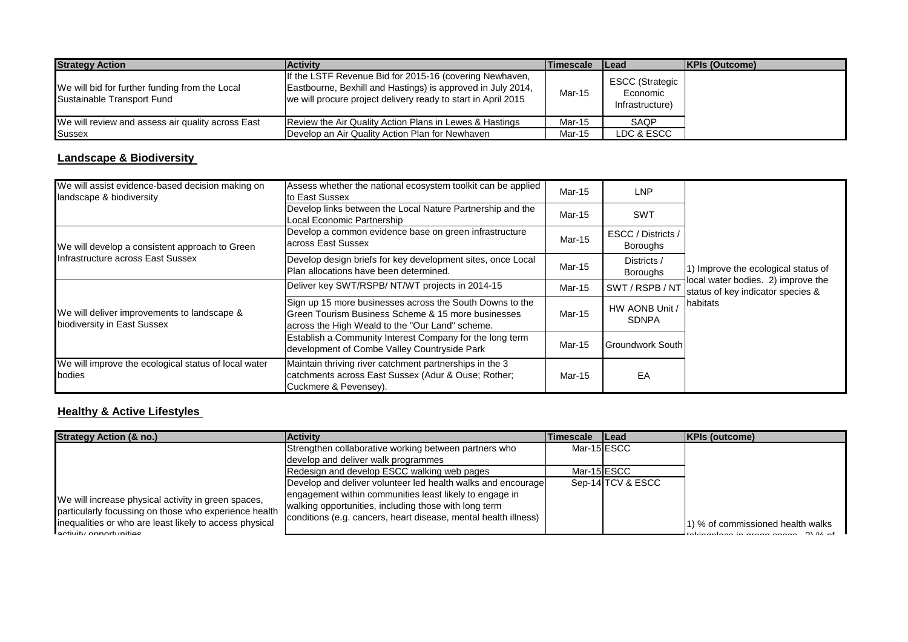| Strategy Action | Activity | Timescale | Lead | KPIs (Outcome) |
|---|---|---|---|---|
| We will bid for further funding from the Local Sustainable Transport Fund | If the LSTF Revenue Bid for 2015-16 (covering Newhaven, Eastbourne, Bexhill and Hastings) is approved in July 2014, we will procure project delivery ready to start in April 2015 | Mar-15 | ESCC (Strategic Economic Infrastructure) | |
| We will review and assess air quality across East Sussex | Review the Air Quality Action Plans in Lewes & Hastings | Mar-15 | SAQP | |
| | Develop an Air Quality Action Plan for Newhaven | Mar-15 | LDC & ESCC | |

## Landscape & Biodiversity

| Strategy Action | Activity | Timescale | Lead | KPIs (Outcome) |
|---|---|---|---|---|
| We will assist evidence-based decision making on landscape & biodiversity | Assess whether the national ecosystem toolkit can be applied to East Sussex | Mar-15 | LNP | 1) Improve the ecological status of local water bodies. 2) improve the status of key indicator species & habitats |
| | Develop links between the Local Nature Partnership and the Local Economic Partnership | Mar-15 | SWT | |
| We will develop a consistent approach to Green Infrastructure across East Sussex | Develop a common evidence base on green infrastructure across East Sussex | Mar-15 | ESCC / Districts / Boroughs | |
| | Develop design briefs for key development sites, once Local Plan allocations have been determined. | Mar-15 | Districts / Boroughs | |
| We will deliver improvements to landscape & biodiversity in East Sussex | Deliver key SWT/RSPB/ NT/WT projects in 2014-15 | Mar-15 | SWT / RSPB / NT | |
| | Sign up 15 more businesses across the South Downs to the Green Tourism Business Scheme & 15 more businesses across the High Weald to the "Our Land" scheme. | Mar-15 | HW AONB Unit / SDNPA | |
| | Establish a Community Interest Company for the long term development of Combe Valley Countryside Park | Mar-15 | Groundwork South | |
| We will improve the ecological status of local water bodies | Maintain thriving river catchment partnerships in the 3 catchments across East Sussex (Adur & Ouse; Rother; Cuckmere & Pevensey). | Mar-15 | EA | |

## Healthy & Active Lifestyles

| Strategy Action (& no.) | Activity | Timescale | Lead | KPIs (outcome) |
|---|---|---|---|---|
| We will increase physical activity in green spaces, particularly focussing on those who experience health inequalities or who are least likely to access physical activity opportunities | Strengthen collaborative working between partners who develop and deliver walk programmes | Mar-15 | ESCC | 1) % of commissioned health walks takingplace in green space. 2) % of |
| | Redesign and develop ESCC walking web pages | Mar-15 | ESCC | |
| | Develop and deliver volunteer led health walks and encourage engagement within communities least likely to engage in walking opportunities, including those with long term conditions (e.g. cancers, heart disease, mental health illness) | Sep-14 | TCV & ESCC | |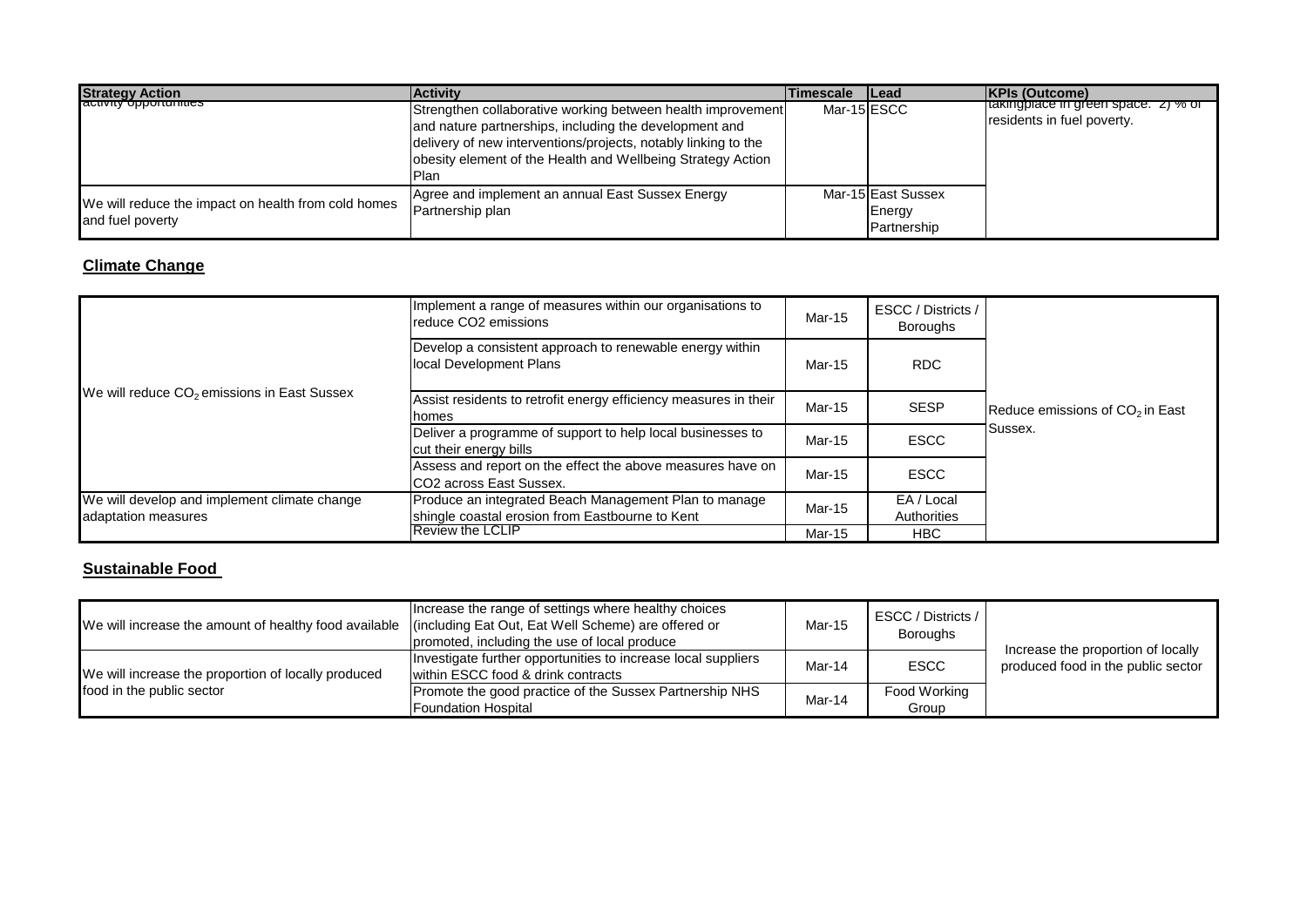| Strategy Action | Activity | Timescale | Lead | KPIs (Outcome) |
|---|---|---|---|---|
| activity opportunities | Strengthen collaborative working between health improvement and nature partnerships, including the development and delivery of new interventions/projects, notably linking to the obesity element of the Health and Wellbeing Strategy Action Plan | Mar-15 | ESCC | takingplace in green space. 2) % of residents in fuel poverty. |
| We will reduce the impact on health from cold homes and fuel poverty | Agree and implement an annual East Sussex Energy Partnership plan | Mar-15 | East Sussex Energy Partnership | |

## Climate Change

| | | | | |
|---|---|---|---|---|
| We will reduce $CO_2$ emissions in East Sussex | Implement a range of measures within our organisations to reduce CO2 emissions | Mar-15 | ESCC / Districts / Boroughs | Reduce emissions of $CO_2$ in East Sussex. |
| | Develop a consistent approach to renewable energy within local Development Plans | Mar-15 | RDC | |
| | Assist residents to retrofit energy efficiency measures in their homes | Mar-15 | SESP | |
| | Deliver a programme of support to help local businesses to cut their energy bills | Mar-15 | ESCC | |
| | Assess and report on the effect the above measures have on CO2 across East Sussex. | Mar-15 | ESCC | |
| We will develop and implement climate change adaptation measures | Produce an integrated Beach Management Plan to manage shingle coastal erosion from Eastbourne to Kent | Mar-15 | EA / Local Authorities | |
| | Review the LCLIP | Mar-15 | HBC | |

## Sustainable Food

| | | | | |
|---|---|---|---|---|
| We will increase the amount of healthy food available | Increase the range of settings where healthy choices (including Eat Out, Eat Well Scheme) are offered or promoted, including the use of local produce | Mar-15 | ESCC / Districts / Boroughs | Increase the proportion of locally produced food in the public sector |
| We will increase the proportion of locally produced food in the public sector | Investigate further opportunities to increase local suppliers within ESCC food & drink contracts | Mar-14 | ESCC | |
| | Promote the good practice of the Sussex Partnership NHS Foundation Hospital | Mar-14 | Food Working Group | |